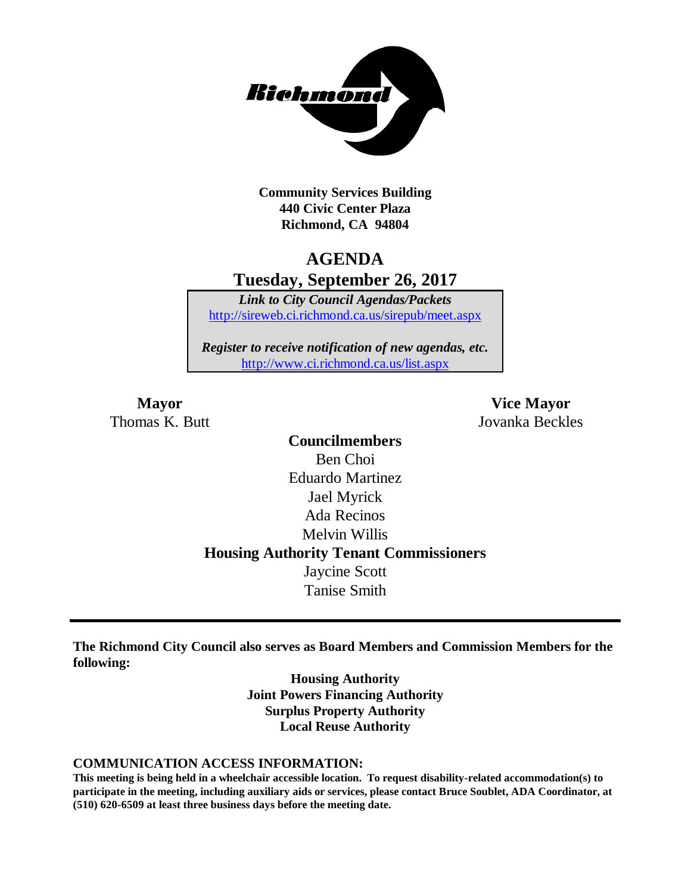**Community Services Building**
**440 Civic Center Plaza**
**Richmond, CA 94804**

# AGENDA
## Tuesday, September 26, 2017

***Link to City Council Agendas/Packets***
http://sireweb.ci.richmond.ca.us/sirepub/meet.aspx

***Register to receive notification of new agendas, etc.***
http://www.ci.richmond.ca.us/list.aspx

**Mayor**
Thomas K. Butt

**Vice Mayor**
Jovanka Beckles

**Councilmembers**
Ben Choi
Eduardo Martinez
Jael Myrick
Ada Recinos
Melvin Willis

**Housing Authority Tenant Commissioners**
Jaycine Scott
Tanise Smith

---

**The Richmond City Council also serves as Board Members and Commission Members for the following:**

**Housing Authority**
**Joint Powers Financing Authority**
**Surplus Property Authority**
**Local Reuse Authority**

**COMMUNICATION ACCESS INFORMATION:**
**This meeting is being held in a wheelchair accessible location. To request disability-related accommodation(s) to participate in the meeting, including auxiliary aids or services, please contact Bruce Soublet, ADA Coordinator, at (510) 620-6509 at least three business days before the meeting date.**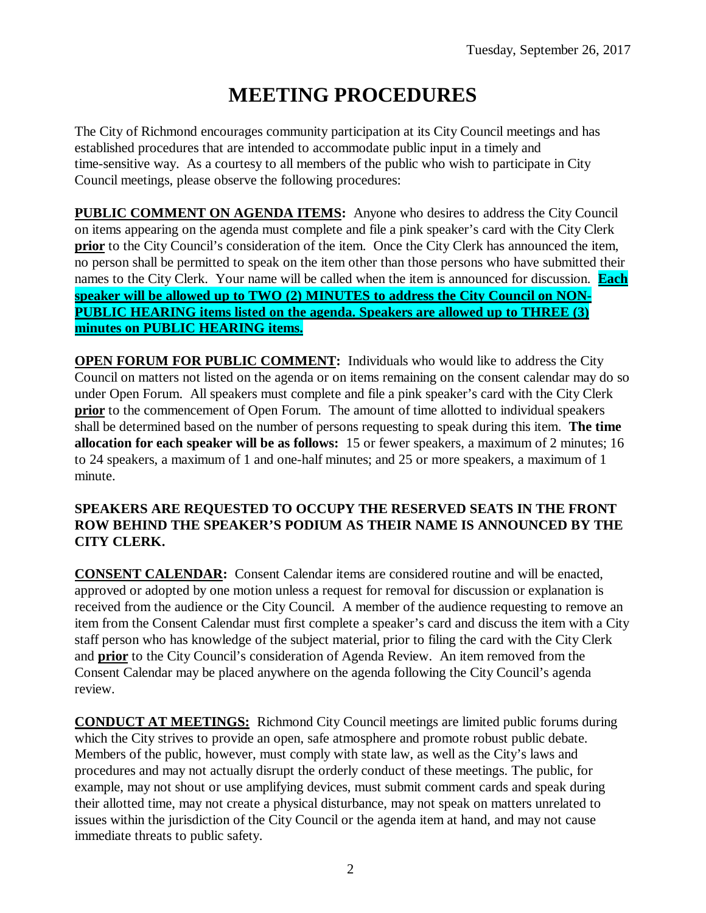Tuesday, September 26, 2017

# MEETING PROCEDURES

The City of Richmond encourages community participation at its City Council meetings and has established procedures that are intended to accommodate public input in a timely and time-sensitive way. As a courtesy to all members of the public who wish to participate in City Council meetings, please observe the following procedures:

**PUBLIC COMMENT ON AGENDA ITEMS:** Anyone who desires to address the City Council on items appearing on the agenda must complete and file a pink speaker's card with the City Clerk **prior** to the City Council's consideration of the item. Once the City Clerk has announced the item, no person shall be permitted to speak on the item other than those persons who have submitted their names to the City Clerk. Your name will be called when the item is announced for discussion. **Each speaker will be allowed up to TWO (2) MINUTES to address the City Council on NON-PUBLIC HEARING items listed on the agenda. Speakers are allowed up to THREE (3) minutes on PUBLIC HEARING items.**

**OPEN FORUM FOR PUBLIC COMMENT:** Individuals who would like to address the City Council on matters not listed on the agenda or on items remaining on the consent calendar may do so under Open Forum. All speakers must complete and file a pink speaker's card with the City Clerk **prior** to the commencement of Open Forum. The amount of time allotted to individual speakers shall be determined based on the number of persons requesting to speak during this item. **The time allocation for each speaker will be as follows:** 15 or fewer speakers, a maximum of 2 minutes; 16 to 24 speakers, a maximum of 1 and one-half minutes; and 25 or more speakers, a maximum of 1 minute.

**SPEAKERS ARE REQUESTED TO OCCUPY THE RESERVED SEATS IN THE FRONT ROW BEHIND THE SPEAKER'S PODIUM AS THEIR NAME IS ANNOUNCED BY THE CITY CLERK.**

**CONSENT CALENDAR:** Consent Calendar items are considered routine and will be enacted, approved or adopted by one motion unless a request for removal for discussion or explanation is received from the audience or the City Council. A member of the audience requesting to remove an item from the Consent Calendar must first complete a speaker's card and discuss the item with a City staff person who has knowledge of the subject material, prior to filing the card with the City Clerk and **prior** to the City Council's consideration of Agenda Review. An item removed from the Consent Calendar may be placed anywhere on the agenda following the City Council's agenda review.

**CONDUCT AT MEETINGS:** Richmond City Council meetings are limited public forums during which the City strives to provide an open, safe atmosphere and promote robust public debate. Members of the public, however, must comply with state law, as well as the City's laws and procedures and may not actually disrupt the orderly conduct of these meetings. The public, for example, may not shout or use amplifying devices, must submit comment cards and speak during their allotted time, may not create a physical disturbance, may not speak on matters unrelated to issues within the jurisdiction of the City Council or the agenda item at hand, and may not cause immediate threats to public safety.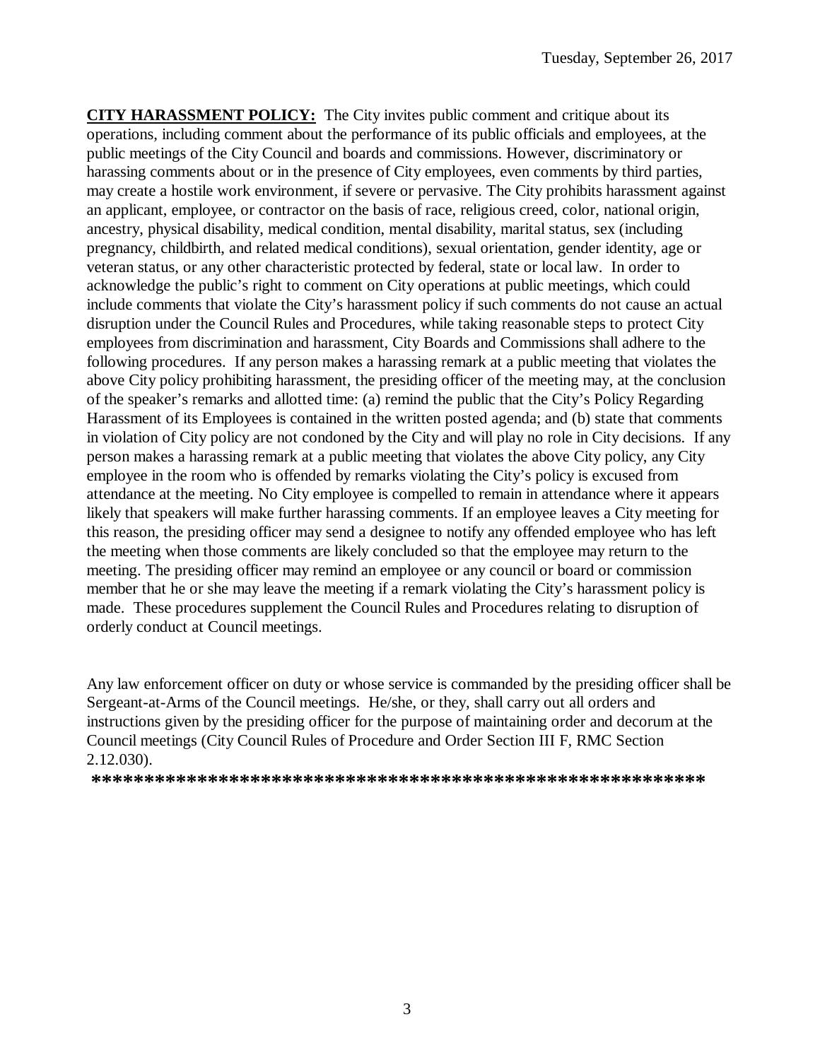**CITY HARASSMENT POLICY:** The City invites public comment and critique about its operations, including comment about the performance of its public officials and employees, at the public meetings of the City Council and boards and commissions. However, discriminatory or harassing comments about or in the presence of City employees, even comments by third parties, may create a hostile work environment, if severe or pervasive. The City prohibits harassment against an applicant, employee, or contractor on the basis of race, religious creed, color, national origin, ancestry, physical disability, medical condition, mental disability, marital status, sex (including pregnancy, childbirth, and related medical conditions), sexual orientation, gender identity, age or veteran status, or any other characteristic protected by federal, state or local law. In order to acknowledge the public's right to comment on City operations at public meetings, which could include comments that violate the City's harassment policy if such comments do not cause an actual disruption under the Council Rules and Procedures, while taking reasonable steps to protect City employees from discrimination and harassment, City Boards and Commissions shall adhere to the following procedures. If any person makes a harassing remark at a public meeting that violates the above City policy prohibiting harassment, the presiding officer of the meeting may, at the conclusion of the speaker's remarks and allotted time: (a) remind the public that the City's Policy Regarding Harassment of its Employees is contained in the written posted agenda; and (b) state that comments in violation of City policy are not condoned by the City and will play no role in City decisions. If any person makes a harassing remark at a public meeting that violates the above City policy, any City employee in the room who is offended by remarks violating the City's policy is excused from attendance at the meeting. No City employee is compelled to remain in attendance where it appears likely that speakers will make further harassing comments. If an employee leaves a City meeting for this reason, the presiding officer may send a designee to notify any offended employee who has left the meeting when those comments are likely concluded so that the employee may return to the meeting. The presiding officer may remind an employee or any council or board or commission member that he or she may leave the meeting if a remark violating the City's harassment policy is made. These procedures supplement the Council Rules and Procedures relating to disruption of orderly conduct at Council meetings.

Any law enforcement officer on duty or whose service is commanded by the presiding officer shall be Sergeant-at-Arms of the Council meetings. He/she, or they, shall carry out all orders and instructions given by the presiding officer for the purpose of maintaining order and decorum at the Council meetings (City Council Rules of Procedure and Order Section III F, RMC Section 2.12.030).

**\*\*\*\*\*\*\*\*\*\*\*\*\*\*\*\*\*\*\*\*\*\*\*\*\*\*\*\*\*\*\*\*\*\*\*\*\*\*\*\*\*\*\*\*\*\*\*\*\*\*\*\*\*\*\*\*\*\*\*\*\***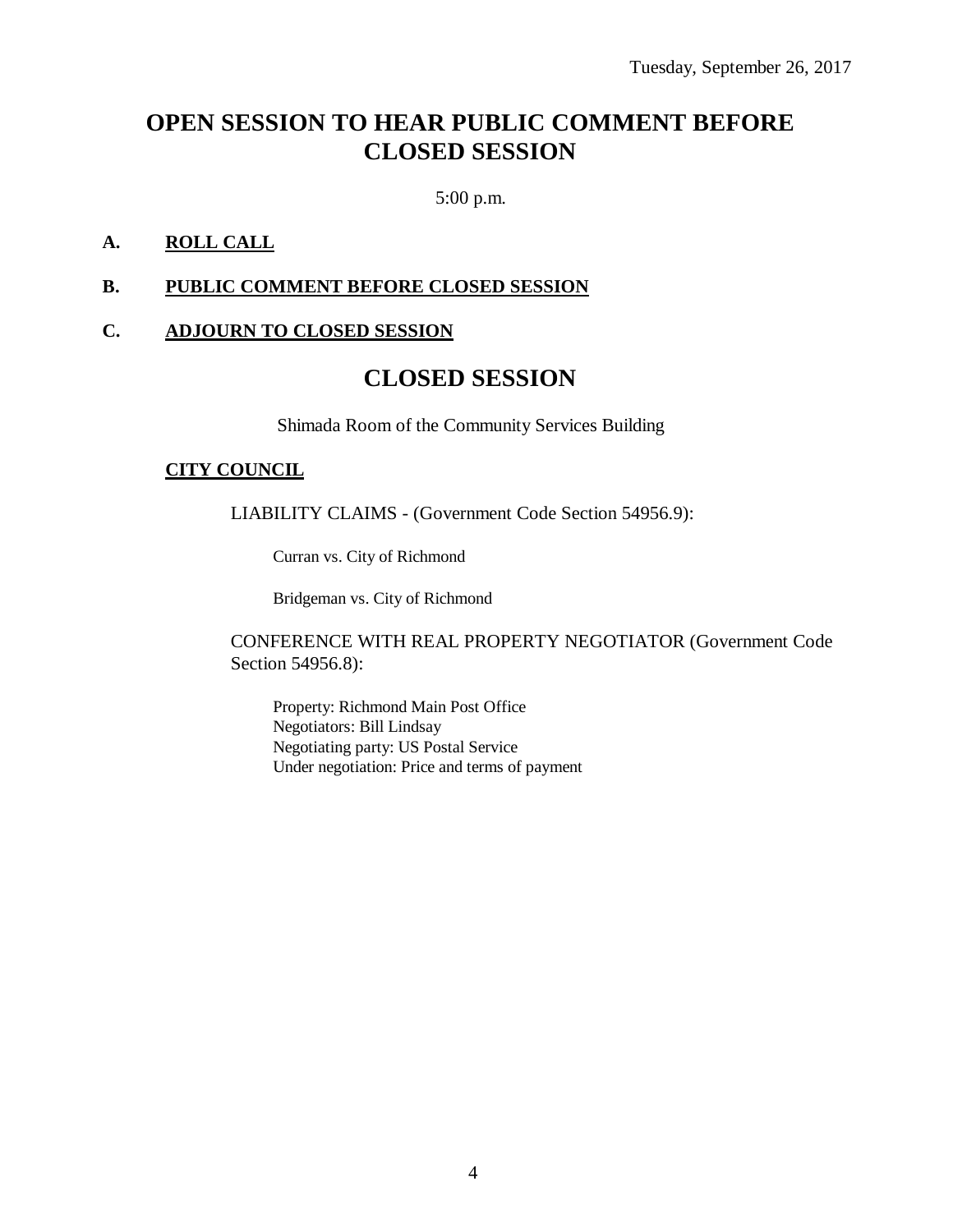Tuesday, September 26, 2017

# OPEN SESSION TO HEAR PUBLIC COMMENT BEFORE CLOSED SESSION

5:00 p.m.

**A. ROLL CALL**

**B. PUBLIC COMMENT BEFORE CLOSED SESSION**

**C. ADJOURN TO CLOSED SESSION**

# CLOSED SESSION

Shimada Room of the Community Services Building

**CITY COUNCIL**

LIABILITY CLAIMS - (Government Code Section 54956.9):

Curran vs. City of Richmond

Bridgeman vs. City of Richmond

CONFERENCE WITH REAL PROPERTY NEGOTIATOR (Government Code Section 54956.8):

Property: Richmond Main Post Office
Negotiators: Bill Lindsay
Negotiating party: US Postal Service
Under negotiation: Price and terms of payment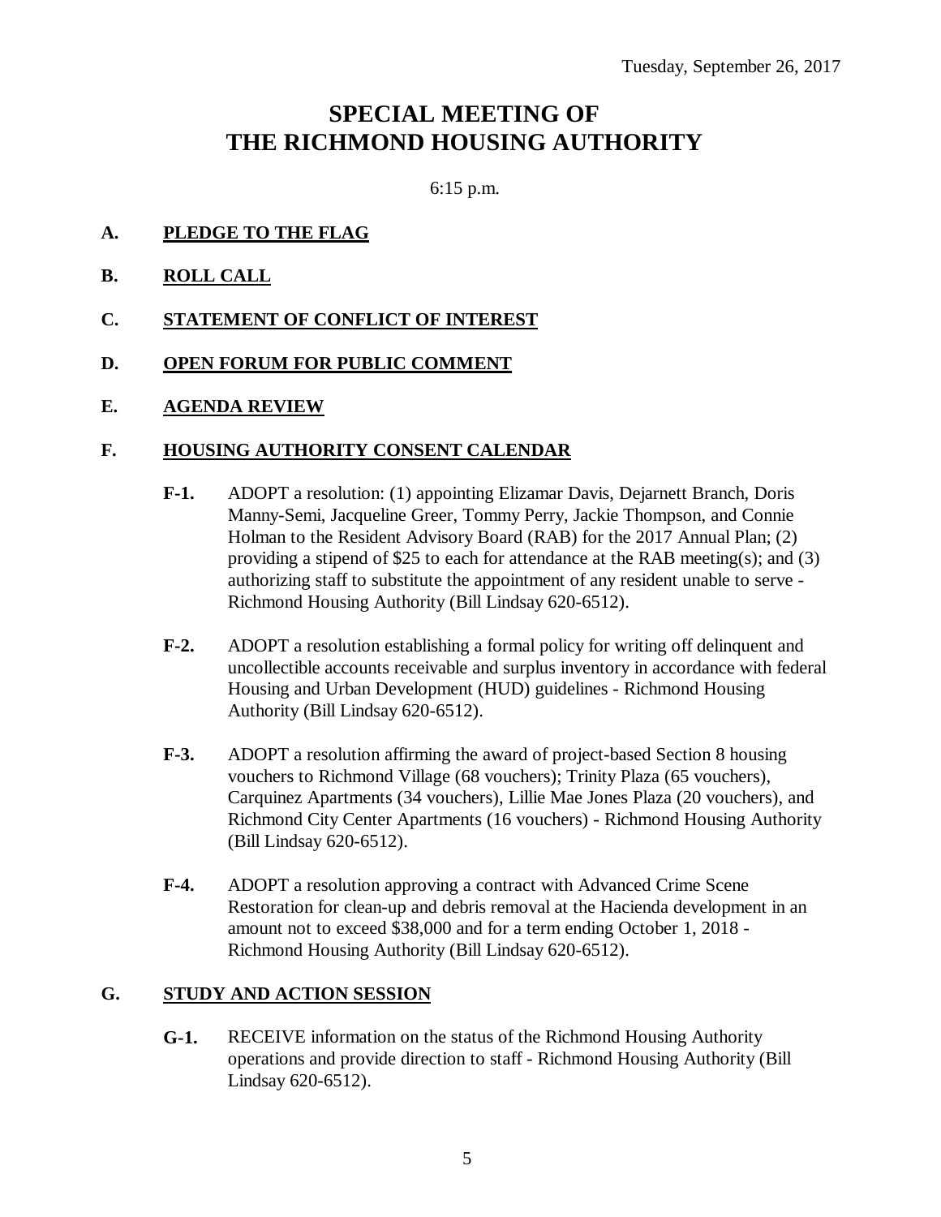Tuesday, September 26, 2017

# SPECIAL MEETING OF THE RICHMOND HOUSING AUTHORITY

6:15 p.m.

## A. PLEDGE TO THE FLAG

## B. ROLL CALL

## C. STATEMENT OF CONFLICT OF INTEREST

## D. OPEN FORUM FOR PUBLIC COMMENT

## E. AGENDA REVIEW

## F. HOUSING AUTHORITY CONSENT CALENDAR

**F-1.** ADOPT a resolution: (1) appointing Elizamar Davis, Dejarnett Branch, Doris Manny-Semi, Jacqueline Greer, Tommy Perry, Jackie Thompson, and Connie Holman to the Resident Advisory Board (RAB) for the 2017 Annual Plan; (2) providing a stipend of $25 to each for attendance at the RAB meeting(s); and (3) authorizing staff to substitute the appointment of any resident unable to serve - Richmond Housing Authority (Bill Lindsay 620-6512).

**F-2.** ADOPT a resolution establishing a formal policy for writing off delinquent and uncollectible accounts receivable and surplus inventory in accordance with federal Housing and Urban Development (HUD) guidelines - Richmond Housing Authority (Bill Lindsay 620-6512).

**F-3.** ADOPT a resolution affirming the award of project-based Section 8 housing vouchers to Richmond Village (68 vouchers); Trinity Plaza (65 vouchers), Carquinez Apartments (34 vouchers), Lillie Mae Jones Plaza (20 vouchers), and Richmond City Center Apartments (16 vouchers) - Richmond Housing Authority (Bill Lindsay 620-6512).

**F-4.** ADOPT a resolution approving a contract with Advanced Crime Scene Restoration for clean-up and debris removal at the Hacienda development in an amount not to exceed $38,000 and for a term ending October 1, 2018 - Richmond Housing Authority (Bill Lindsay 620-6512).

## G. STUDY AND ACTION SESSION

**G-1.** RECEIVE information on the status of the Richmond Housing Authority operations and provide direction to staff - Richmond Housing Authority (Bill Lindsay 620-6512).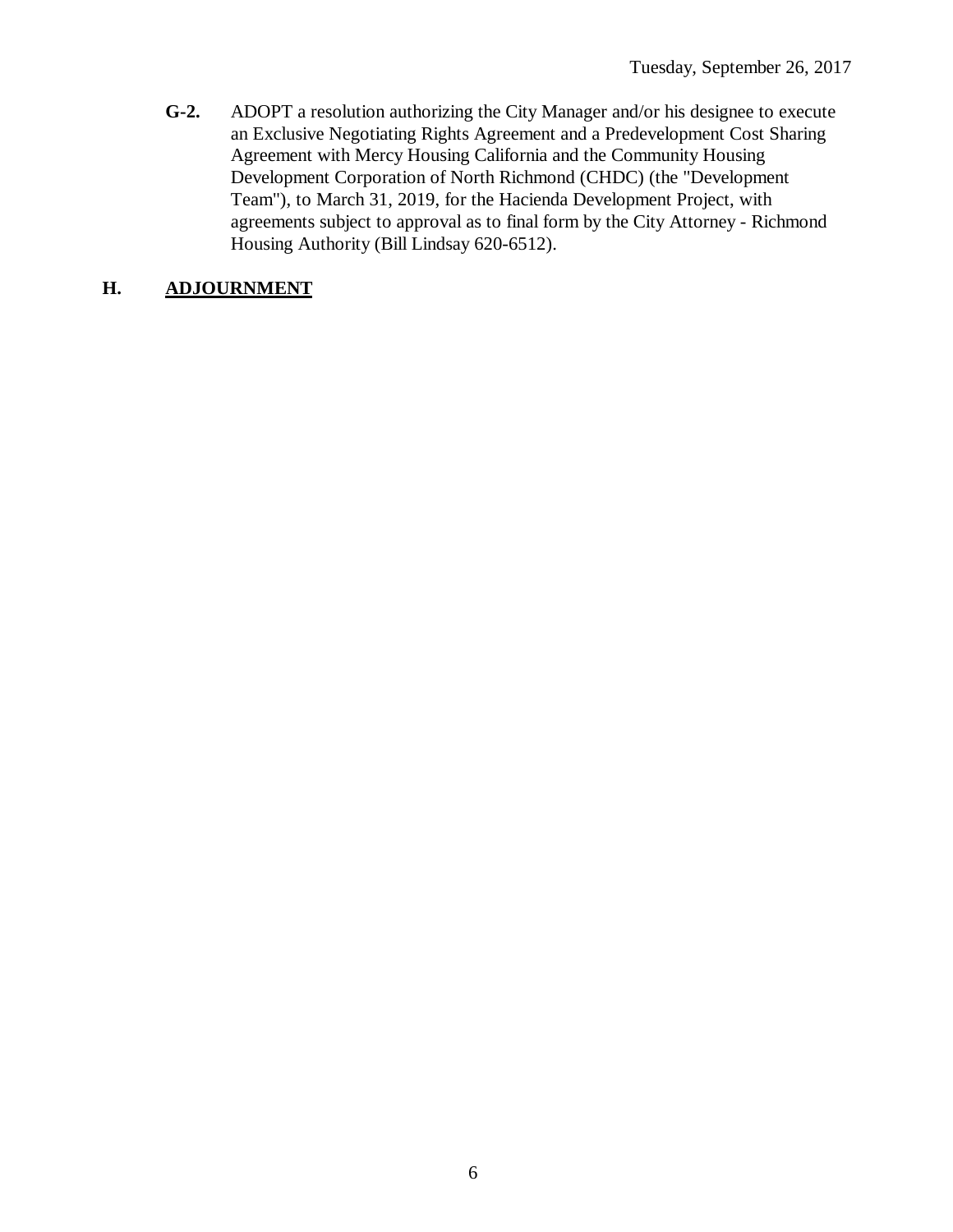**G-2.** ADOPT a resolution authorizing the City Manager and/or his designee to execute an Exclusive Negotiating Rights Agreement and a Predevelopment Cost Sharing Agreement with Mercy Housing California and the Community Housing Development Corporation of North Richmond (CHDC) (the "Development Team"), to March 31, 2019, for the Hacienda Development Project, with agreements subject to approval as to final form by the City Attorney - Richmond Housing Authority (Bill Lindsay 620-6512).

## H. ADJOURNMENT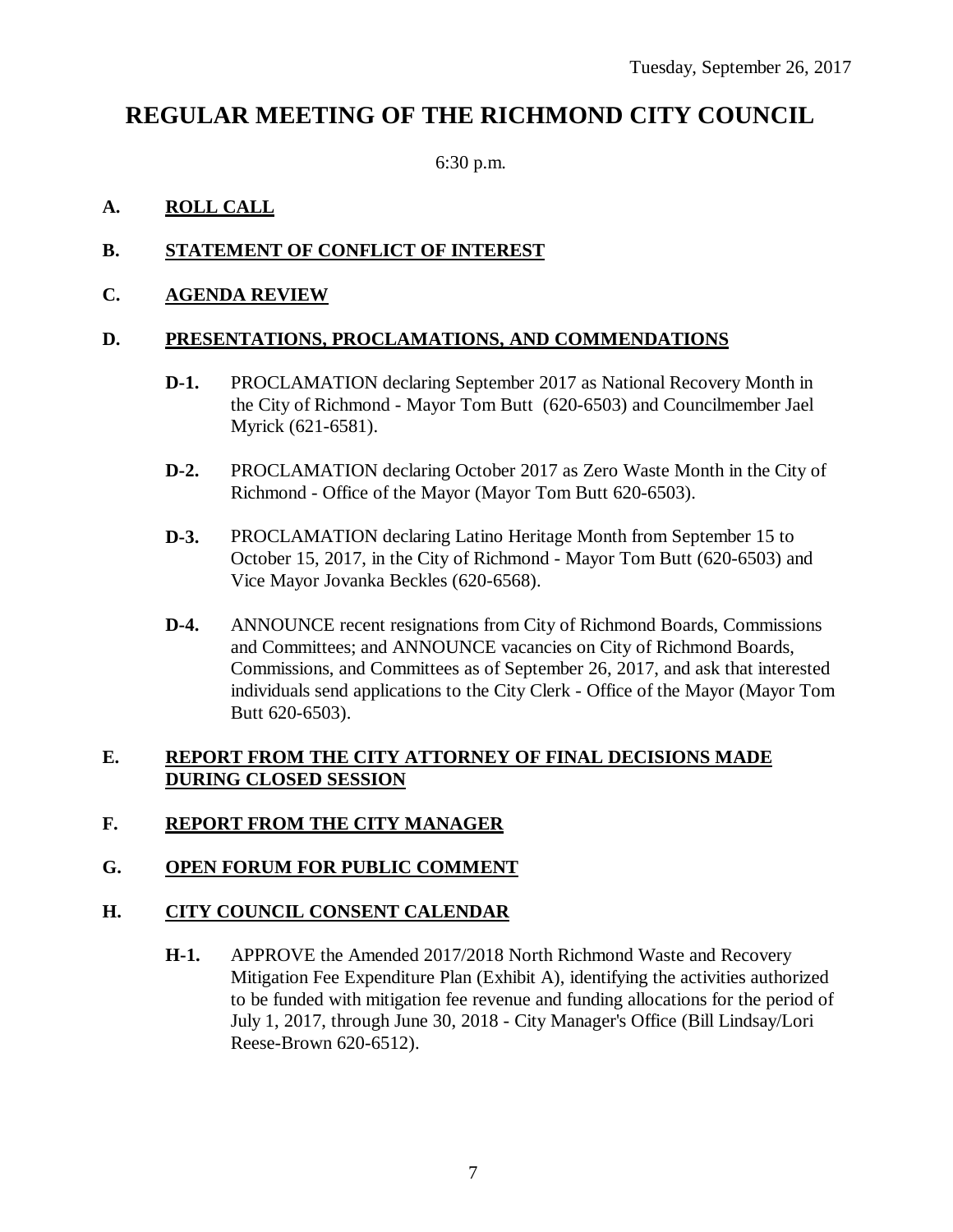Tuesday, September 26, 2017

# REGULAR MEETING OF THE RICHMOND CITY COUNCIL

6:30 p.m.

## A. ROLL CALL

## B. STATEMENT OF CONFLICT OF INTEREST

## C. AGENDA REVIEW

## D. PRESENTATIONS, PROCLAMATIONS, AND COMMENDATIONS

**D-1.** PROCLAMATION declaring September 2017 as National Recovery Month in the City of Richmond - Mayor Tom Butt (620-6503) and Councilmember Jael Myrick (621-6581).

**D-2.** PROCLAMATION declaring October 2017 as Zero Waste Month in the City of Richmond - Office of the Mayor (Mayor Tom Butt 620-6503).

**D-3.** PROCLAMATION declaring Latino Heritage Month from September 15 to October 15, 2017, in the City of Richmond - Mayor Tom Butt (620-6503) and Vice Mayor Jovanka Beckles (620-6568).

**D-4.** ANNOUNCE recent resignations from City of Richmond Boards, Commissions and Committees; and ANNOUNCE vacancies on City of Richmond Boards, Commissions, and Committees as of September 26, 2017, and ask that interested individuals send applications to the City Clerk - Office of the Mayor (Mayor Tom Butt 620-6503).

## E. REPORT FROM THE CITY ATTORNEY OF FINAL DECISIONS MADE DURING CLOSED SESSION

## F. REPORT FROM THE CITY MANAGER

## G. OPEN FORUM FOR PUBLIC COMMENT

## H. CITY COUNCIL CONSENT CALENDAR

**H-1.** APPROVE the Amended 2017/2018 North Richmond Waste and Recovery Mitigation Fee Expenditure Plan (Exhibit A), identifying the activities authorized to be funded with mitigation fee revenue and funding allocations for the period of July 1, 2017, through June 30, 2018 - City Manager's Office (Bill Lindsay/Lori Reese-Brown 620-6512).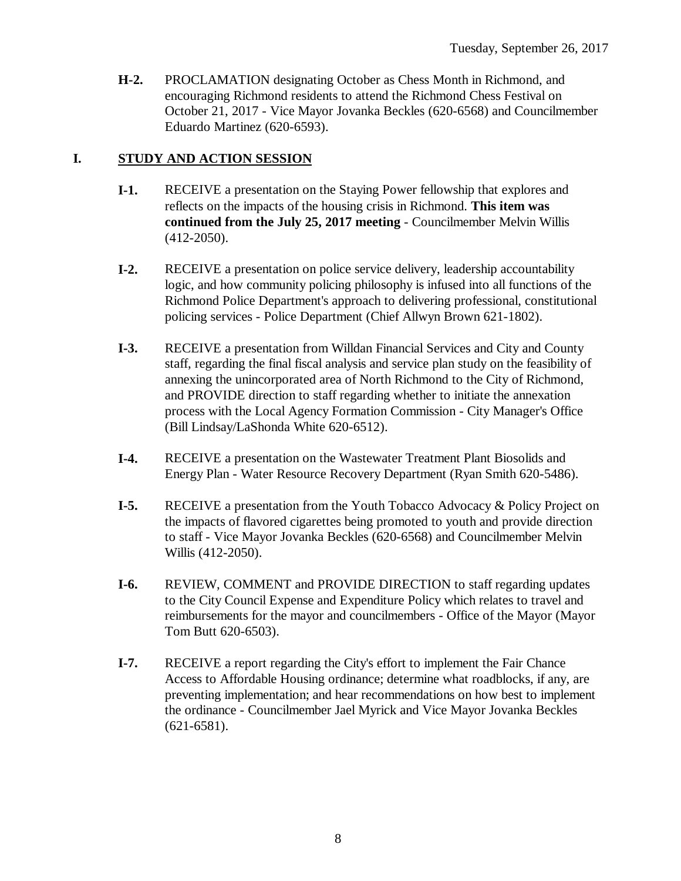**H-2.** PROCLAMATION designating October as Chess Month in Richmond, and encouraging Richmond residents to attend the Richmond Chess Festival on October 21, 2017 - Vice Mayor Jovanka Beckles (620-6568) and Councilmember Eduardo Martinez (620-6593).

## I. STUDY AND ACTION SESSION

**I-1.** RECEIVE a presentation on the Staying Power fellowship that explores and reflects on the impacts of the housing crisis in Richmond. **This item was continued from the July 25, 2017 meeting** - Councilmember Melvin Willis (412-2050).

**I-2.** RECEIVE a presentation on police service delivery, leadership accountability logic, and how community policing philosophy is infused into all functions of the Richmond Police Department's approach to delivering professional, constitutional policing services - Police Department (Chief Allwyn Brown 621-1802).

**I-3.** RECEIVE a presentation from Willdan Financial Services and City and County staff, regarding the final fiscal analysis and service plan study on the feasibility of annexing the unincorporated area of North Richmond to the City of Richmond, and PROVIDE direction to staff regarding whether to initiate the annexation process with the Local Agency Formation Commission - City Manager's Office (Bill Lindsay/LaShonda White 620-6512).

**I-4.** RECEIVE a presentation on the Wastewater Treatment Plant Biosolids and Energy Plan - Water Resource Recovery Department (Ryan Smith 620-5486).

**I-5.** RECEIVE a presentation from the Youth Tobacco Advocacy & Policy Project on the impacts of flavored cigarettes being promoted to youth and provide direction to staff - Vice Mayor Jovanka Beckles (620-6568) and Councilmember Melvin Willis (412-2050).

**I-6.** REVIEW, COMMENT and PROVIDE DIRECTION to staff regarding updates to the City Council Expense and Expenditure Policy which relates to travel and reimbursements for the mayor and councilmembers - Office of the Mayor (Mayor Tom Butt 620-6503).

**I-7.** RECEIVE a report regarding the City's effort to implement the Fair Chance Access to Affordable Housing ordinance; determine what roadblocks, if any, are preventing implementation; and hear recommendations on how best to implement the ordinance - Councilmember Jael Myrick and Vice Mayor Jovanka Beckles (621-6581).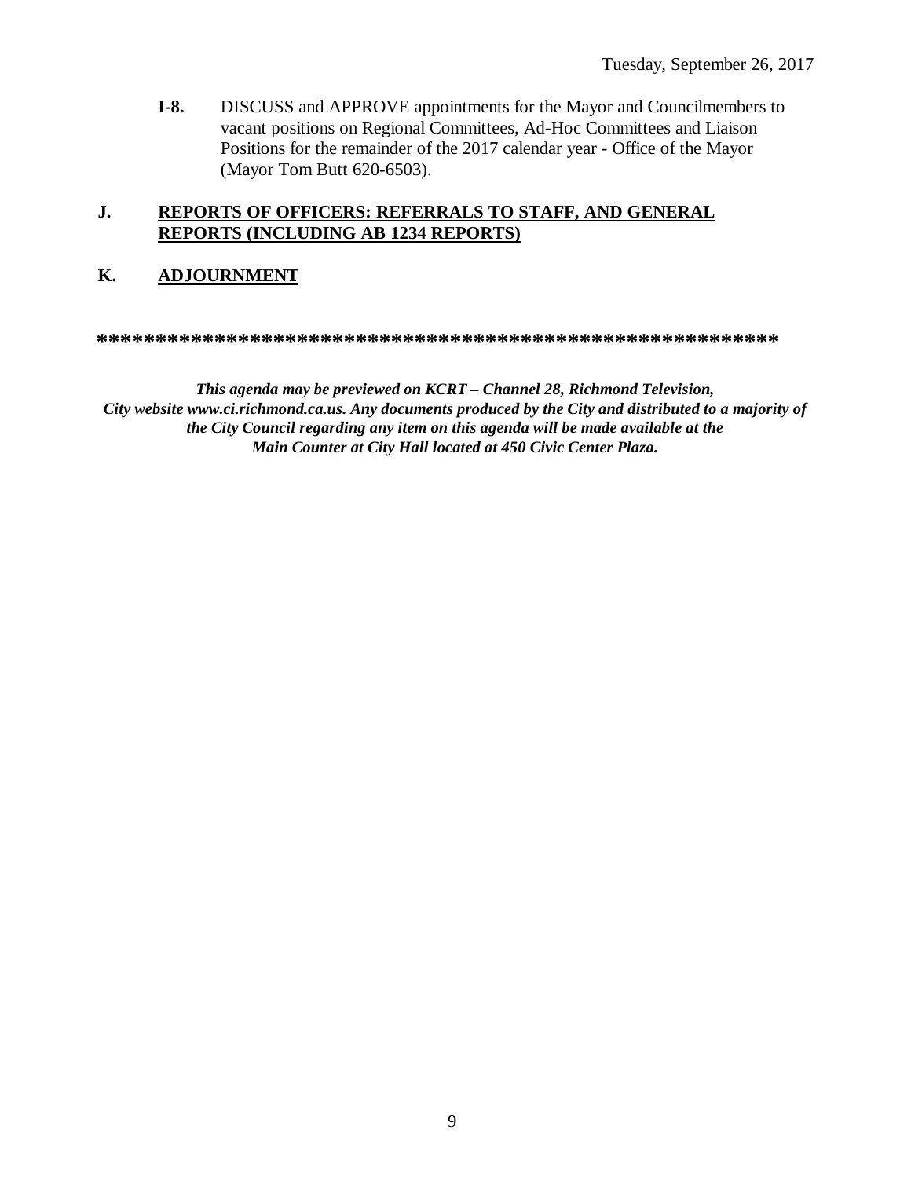**I-8.** DISCUSS and APPROVE appointments for the Mayor and Councilmembers to vacant positions on Regional Committees, Ad-Hoc Committees and Liaison Positions for the remainder of the 2017 calendar year - Office of the Mayor (Mayor Tom Butt 620-6503).

## J. REPORTS OF OFFICERS: REFERRALS TO STAFF, AND GENERAL REPORTS (INCLUDING AB 1234 REPORTS)

## K. ADJOURNMENT

**************************************************************

***This agenda may be previewed on KCRT – Channel 28, Richmond Television, City website www.ci.richmond.ca.us. Any documents produced by the City and distributed to a majority of the City Council regarding any item on this agenda will be made available at the Main Counter at City Hall located at 450 Civic Center Plaza.***